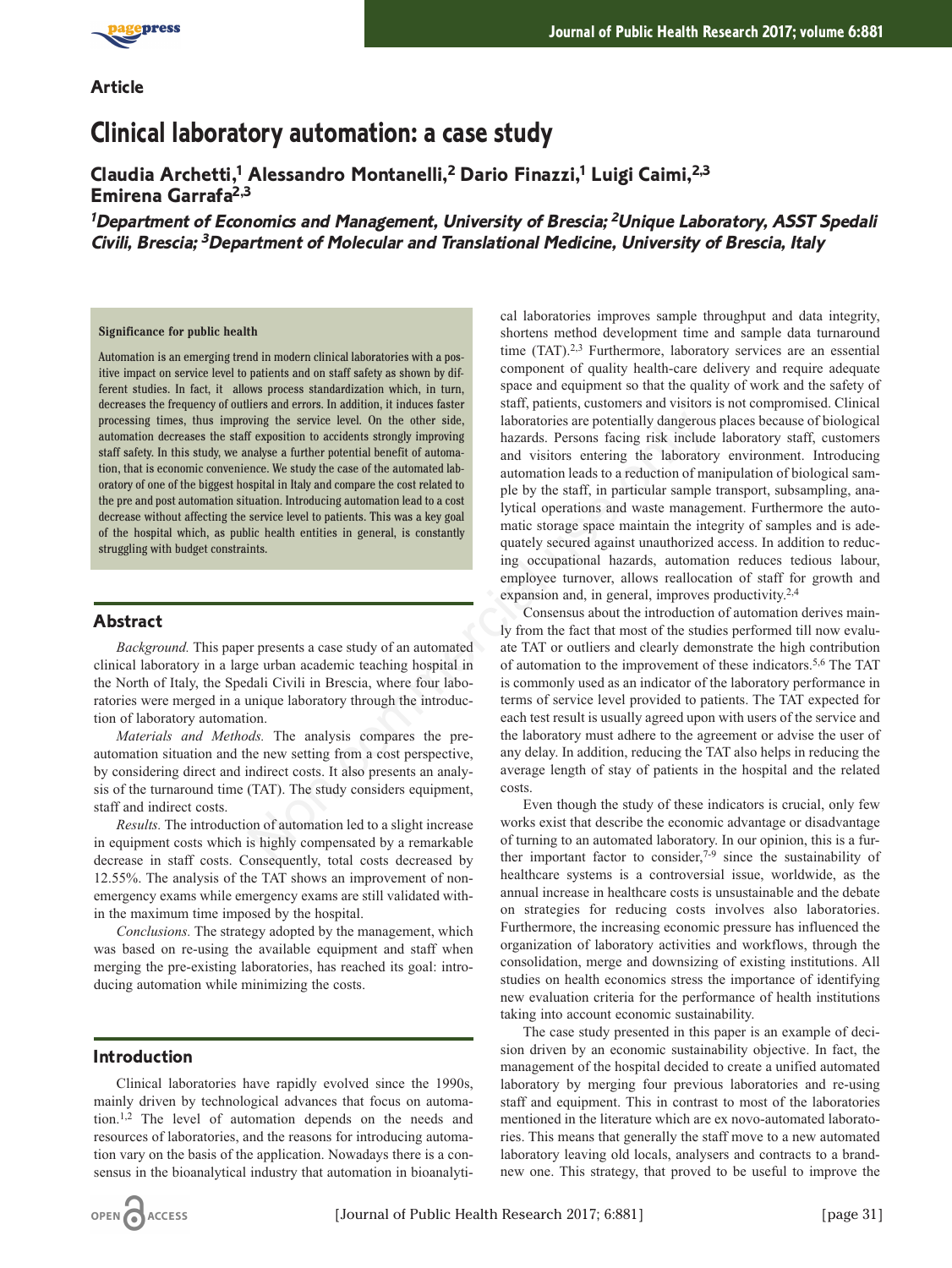Article

# Clinical laboratory automation: a case study

**Claudia Archetti,[1] Alessandro Montanelli,[2] Dario Finazzi,[1] Luigi Caimi,[2,3] Emirena Garrafa[2,3]**

***[1]Department of Economics and Management, University of Brescia; [2]Unique Laboratory, ASST Spedali Civili, Brescia; [3]Department of Molecular and Translational Medicine, University of Brescia, Italy***

**Significance for public health**

Automation is an emerging trend in modern clinical laboratories with a positive impact on service level to patients and on staff safety as shown by different studies. In fact, it allows process standardization which, in turn, decreases the frequency of outliers and errors. In addition, it induces faster processing times, thus improving the service level. On the other side, automation decreases the staff exposition to accidents strongly improving staff safety. In this study, we analyse a further potential benefit of automation, that is economic convenience. We study the case of the automated laboratory of one of the biggest hospital in Italy and compare the cost related to the pre and post automation situation. Introducing automation lead to a cost decrease without affecting the service level to patients. This was a key goal of the hospital which, as public health entities in general, is constantly struggling with budget constraints.

## Abstract

*Background.* This paper presents a case study of an automated clinical laboratory in a large urban academic teaching hospital in the North of Italy, the Spedali Civili in Brescia, where four laboratories were merged in a unique laboratory through the introduction of laboratory automation.

*Materials and Methods.* The analysis compares the pre-automation situation and the new setting from a cost perspective, by considering direct and indirect costs. It also presents an analysis of the turnaround time (TAT). The study considers equipment, staff and indirect costs.

*Results.* The introduction of automation led to a slight increase in equipment costs which is highly compensated by a remarkable decrease in staff costs. Consequently, total costs decreased by 12.55%. The analysis of the TAT shows an improvement of non-emergency exams while emergency exams are still validated within the maximum time imposed by the hospital.

*Conclusions.* The strategy adopted by the management, which was based on re-using the available equipment and staff when merging the pre-existing laboratories, has reached its goal: introducing automation while minimizing the costs.

## Introduction

Clinical laboratories have rapidly evolved since the 1990s, mainly driven by technological advances that focus on automation.[1,2] The level of automation depends on the needs and resources of laboratories, and the reasons for introducing automation vary on the basis of the application. Nowadays there is a consensus in the bioanalytical industry that automation in bioanalytical laboratories improves sample throughput and data integrity, shortens method development time and sample data turnaround time (TAT).[2,3] Furthermore, laboratory services are an essential component of quality health-care delivery and require adequate space and equipment so that the quality of work and the safety of staff, patients, customers and visitors is not compromised. Clinical laboratories are potentially dangerous places because of biological hazards. Persons facing risk include laboratory staff, customers and visitors entering the laboratory environment. Introducing automation leads to a reduction of manipulation of biological sample by the staff, in particular sample transport, subsampling, analytical operations and waste management. Furthermore the automatic storage space maintain the integrity of samples and is adequately secured against unauthorized access. In addition to reducing occupational hazards, automation reduces tedious labour, employee turnover, allows reallocation of staff for growth and expansion and, in general, improves productivity.[2,4]

Consensus about the introduction of automation derives mainly from the fact that most of the studies performed till now evaluate TAT or outliers and clearly demonstrate the high contribution of automation to the improvement of these indicators.[5,6] The TAT is commonly used as an indicator of the laboratory performance in terms of service level provided to patients. The TAT expected for each test result is usually agreed upon with users of the service and the laboratory must adhere to the agreement or advise the user of any delay. In addition, reducing the TAT also helps in reducing the average length of stay of patients in the hospital and the related costs.

Even though the study of these indicators is crucial, only few works exist that describe the economic advantage or disadvantage of turning to an automated laboratory. In our opinion, this is a further important factor to consider,[7-9] since the sustainability of healthcare systems is a controversial issue, worldwide, as the annual increase in healthcare costs is unsustainable and the debate on strategies for reducing costs involves also laboratories. Furthermore, the increasing economic pressure has influenced the organization of laboratory activities and workflows, through the consolidation, merge and downsizing of existing institutions. All studies on health economics stress the importance of identifying new evaluation criteria for the performance of health institutions taking into account economic sustainability.

The case study presented in this paper is an example of decision driven by an economic sustainability objective. In fact, the management of the hospital decided to create a unified automated laboratory by merging four previous laboratories and re-using staff and equipment. This in contrast to most of the laboratories mentioned in the literature which are ex novo-automated laboratories. This means that generally the staff move to a new automated laboratory leaving old locals, analysers and contracts to a brand-new one. This strategy, that proved to be useful to improve the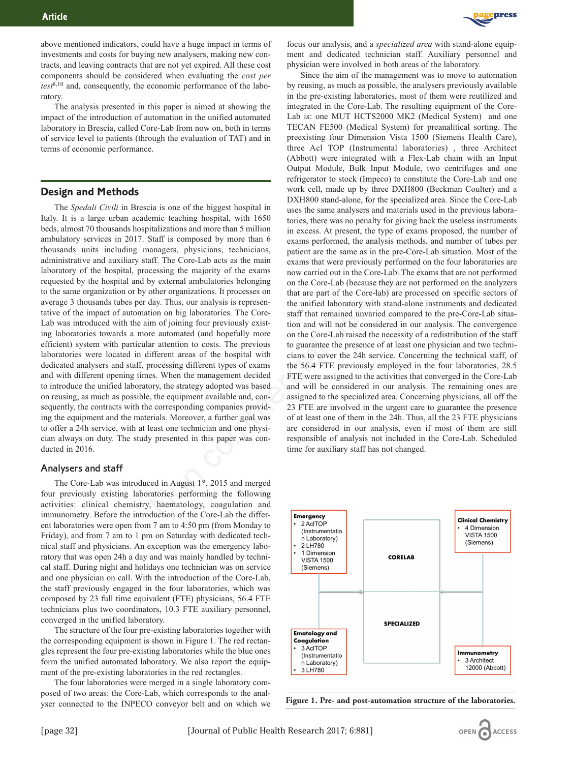above mentioned indicators, could have a huge impact in terms of investments and costs for buying new analysers, making new contracts, and leaving contracts that are not yet expired. All these cost components should be considered when evaluating the *cost per test*[8,10] and, consequently, the economic performance of the laboratory.

The analysis presented in this paper is aimed at showing the impact of the introduction of automation in the unified automated laboratory in Brescia, called Core-Lab from now on, both in terms of service level to patients (through the evaluation of TAT) and in terms of economic performance.

## Design and Methods

The *Spedali Civili* in Brescia is one of the biggest hospital in Italy. It is a large urban academic teaching hospital, with 1650 beds, almost 70 thousands hospitalizations and more than 5 million ambulatory services in 2017. Staff is composed by more than 6 thousands units including managers, physicians, technicians, administrative and auxiliary staff. The Core-Lab acts as the main laboratory of the hospital, processing the majority of the exams requested by the hospital and by external ambulatories belonging to the same organization or by other organizations. It processes on average 3 thousands tubes per day. Thus, our analysis is representative of the impact of automation on big laboratories. The Core-Lab was introduced with the aim of joining four previously existing laboratories towards a more automated (and hopefully more efficient) system with particular attention to costs. The previous laboratories were located in different areas of the hospital with dedicated analysers and staff, processing different types of exams and with different opening times. When the management decided to introduce the unified laboratory, the strategy adopted was based on reusing, as much as possible, the equipment available and, consequently, the contracts with the corresponding companies providing the equipment and the materials. Moreover, a further goal was to offer a 24h service, with at least one technician and one physician always on duty. The study presented in this paper was conducted in 2016.

### Analysers and staff

The Core-Lab was introduced in August 1st, 2015 and merged four previously existing laboratories performing the following activities: clinical chemistry, haematology, coagulation and immunometry. Before the introduction of the Core-Lab the different laboratories were open from 7 am to 4:50 pm (from Monday to Friday), and from 7 am to 1 pm on Saturday with dedicated technical staff and physicians. An exception was the emergency laboratory that was open 24h a day and was mainly handled by technical staff. During night and holidays one technician was on service and one physician on call. With the introduction of the Core-Lab, the staff previously engaged in the four laboratories, which was composed by 23 full time equivalent (FTE) physicians, 56.4 FTE technicians plus two coordinators, 10.3 FTE auxiliary personnel, converged in the unified laboratory.

The structure of the four pre-existing laboratories together with the corresponding equipment is shown in Figure 1. The red rectangles represent the four pre-existing laboratories while the blue ones form the unified automated laboratory. We also report the equipment of the pre-existing laboratories in the red rectangles.

The four laboratories were merged in a single laboratory composed of two areas: the Core-Lab, which corresponds to the analyser connected to the INPECO conveyor belt and on which we focus our analysis, and a *specialized area* with stand-alone equipment and dedicated technician staff. Auxiliary personnel and physician were involved in both areas of the laboratory.

Since the aim of the management was to move to automation by reusing, as much as possible, the analysers previously available in the pre-existing laboratories, most of them were reutilized and integrated in the Core-Lab. The resulting equipment of the Core-Lab is: one MUT HCTS2000 MK2 (Medical System) and one TECAN FE500 (Medical System) for preanalitical sorting. The preexisting four Dimension Vista 1500 (Siemens Health Care), three Acl TOP (Instrumental laboratories) , three Architect (Abbott) were integrated with a Flex-Lab chain with an Input Output Module, Bulk Input Module, two centrifuges and one refrigerator to stock (Impeco) to constitute the Core-Lab and one work cell, made up by three DXH800 (Beckman Coulter) and a DXH800 stand-alone, for the specialized area. Since the Core-Lab uses the same analysers and materials used in the previous laboratories, there was no penalty for giving back the useless instruments in excess. At present, the type of exams proposed, the number of exams performed, the analysis methods, and number of tubes per patient are the same as in the pre-Core-Lab situation. Most of the exams that were previously performed on the four laboratories are now carried out in the Core-Lab. The exams that are not performed on the Core-Lab (because they are not performed on the analyzers that are part of the Core-lab) are processed on specific sectors of the unified laboratory with stand-alone instruments and dedicated staff that remained unvaried compared to the pre-Core-Lab situation and will not be considered in our analysis. The convergence on the Core-Lab raised the necessity of a redistribution of the staff to guarantee the presence of at least one physician and two technicians to cover the 24h service. Concerning the technical staff, of the 56.4 FTE previously employed in the four laboratories, 28.5 FTE were assigned to the activities that converged in the Core-Lab and will be considered in our analysis. The remaining ones are assigned to the specialized area. Concerning physicians, all off the 23 FTE are involved in the urgent care to guarantee the presence of at least one of them in the 24h. Thus, all the 23 FTE physicians are considered in our analysis, even if most of them are still responsible of analysis not included in the Core-Lab. Scheduled time for auxiliary staff has not changed.

Emergency
- 2 AclTOP (Instrumentation Laboratory)
- 2 LH780
- 1 Dimension VISTA 1500 (Siemens)

Clinical Chemistry
- 4 Dimension VISTA 1500 (Siemens)

CORELAB

SPECIALIZED

Ematology and Coagulation
- 3 AclTOP (Instrumentation Laboratory)
- 3 LH780

Immunometry
- 3 Architect 12000 (Abbott)

**Figure 1. Pre- and post-automation structure of the laboratories.**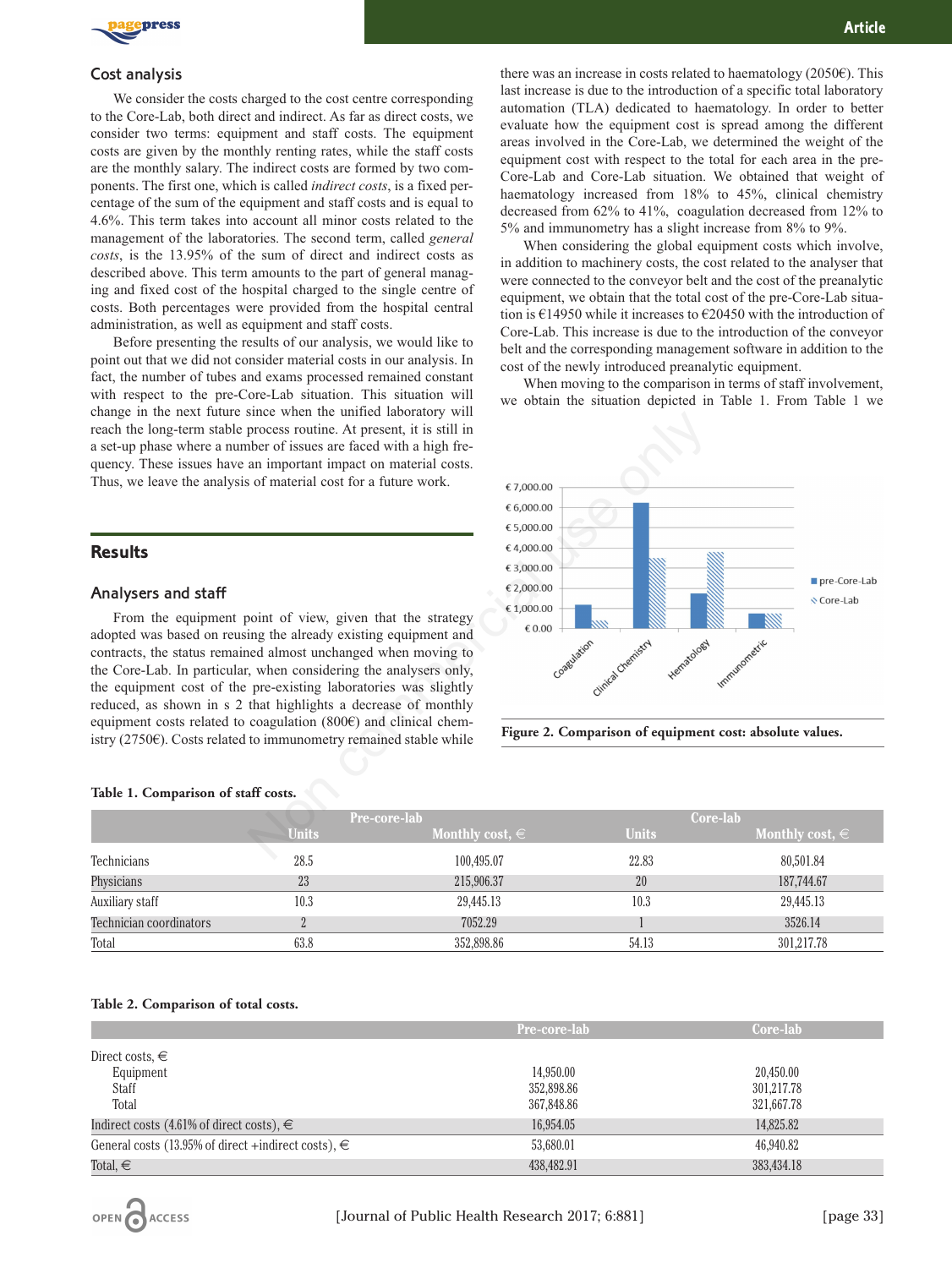## Cost analysis

We consider the costs charged to the cost centre corresponding to the Core-Lab, both direct and indirect. As far as direct costs, we consider two terms: equipment and staff costs. The equipment costs are given by the monthly renting rates, while the staff costs are the monthly salary. The indirect costs are formed by two components. The first one, which is called *indirect costs*, is a fixed percentage of the sum of the equipment and staff costs and is equal to 4.6%. This term takes into account all minor costs related to the management of the laboratories. The second term, called *general costs*, is the 13.95% of the sum of direct and indirect costs as described above. This term amounts to the part of general managing and fixed cost of the hospital charged to the single centre of costs. Both percentages were provided from the hospital central administration, as well as equipment and staff costs.

Before presenting the results of our analysis, we would like to point out that we did not consider material costs in our analysis. In fact, the number of tubes and exams processed remained constant with respect to the pre-Core-Lab situation. This situation will change in the next future since when the unified laboratory will reach the long-term stable process routine. At present, it is still in a set-up phase where a number of issues are faced with a high frequency. These issues have an important impact on material costs. Thus, we leave the analysis of material cost for a future work.

# Results

## Analysers and staff

From the equipment point of view, given that the strategy adopted was based on reusing the already existing equipment and contracts, the status remained almost unchanged when moving to the Core-Lab. In particular, when considering the analysers only, the equipment cost of the pre-existing laboratories was slightly reduced, as shown in s 2 that highlights a decrease of monthly equipment costs related to coagulation (800€) and clinical chemistry (2750€). Costs related to immunometry remained stable while there was an increase in costs related to haematology (2050€). This last increase is due to the introduction of a specific total laboratory automation (TLA) dedicated to haematology. In order to better evaluate how the equipment cost is spread among the different areas involved in the Core-Lab, we determined the weight of the equipment cost with respect to the total for each area in the pre-Core-Lab and Core-Lab situation. We obtained that weight of haematology increased from 18% to 45%, clinical chemistry decreased from 62% to 41%, coagulation decreased from 12% to 5% and immunometry has a slight increase from 8% to 9%.

When considering the global equipment costs which involve, in addition to machinery costs, the cost related to the analyser that were connected to the conveyor belt and the cost of the preanalytic equipment, we obtain that the total cost of the pre-Core-Lab situation is €14950 while it increases to €20450 with the introduction of Core-Lab. This increase is due to the introduction of the conveyor belt and the corresponding management software in addition to the cost of the newly introduced preanalytic equipment.

When moving to the comparison in terms of staff involvement, we obtain the situation depicted in Table 1. From Table 1 we

**Figure 2. Comparison of equipment cost: absolute values.**

**Table 1. Comparison of staff costs.**

| | Pre-core-lab | | Core-lab | |
|---|---|---|---|---|
| | Units | Monthly cost, € | Units | Monthly cost, € |
| Technicians | 28.5 | 100,495.07 | 22.83 | 80,501.84 |
| Physicians | 23 | 215,906.37 | 20 | 187,744.67 |
| Auxiliary staff | 10.3 | 29,445.13 | 10.3 | 29,445.13 |
| Technician coordinators | 2 | 7052.29 | 1 | 3526.14 |
| Total | 63.8 | 352,898.86 | 54.13 | 301,217.78 |

**Table 2. Comparison of total costs.**

| | Pre-core-lab | Core-lab |
|---|---|---|
| Direct costs, € | | |
| Equipment | 14,950.00 | 20,450.00 |
| Staff | 352,898.86 | 301,217.78 |
| Total | 367,848.86 | 321,667.78 |
| Indirect costs (4.61% of direct costs), € | 16,954.05 | 14,825.82 |
| General costs (13.95% of direct +indirect costs), € | 53,680.01 | 46,940.82 |
| Total, € | 438,482.91 | 383,434.18 |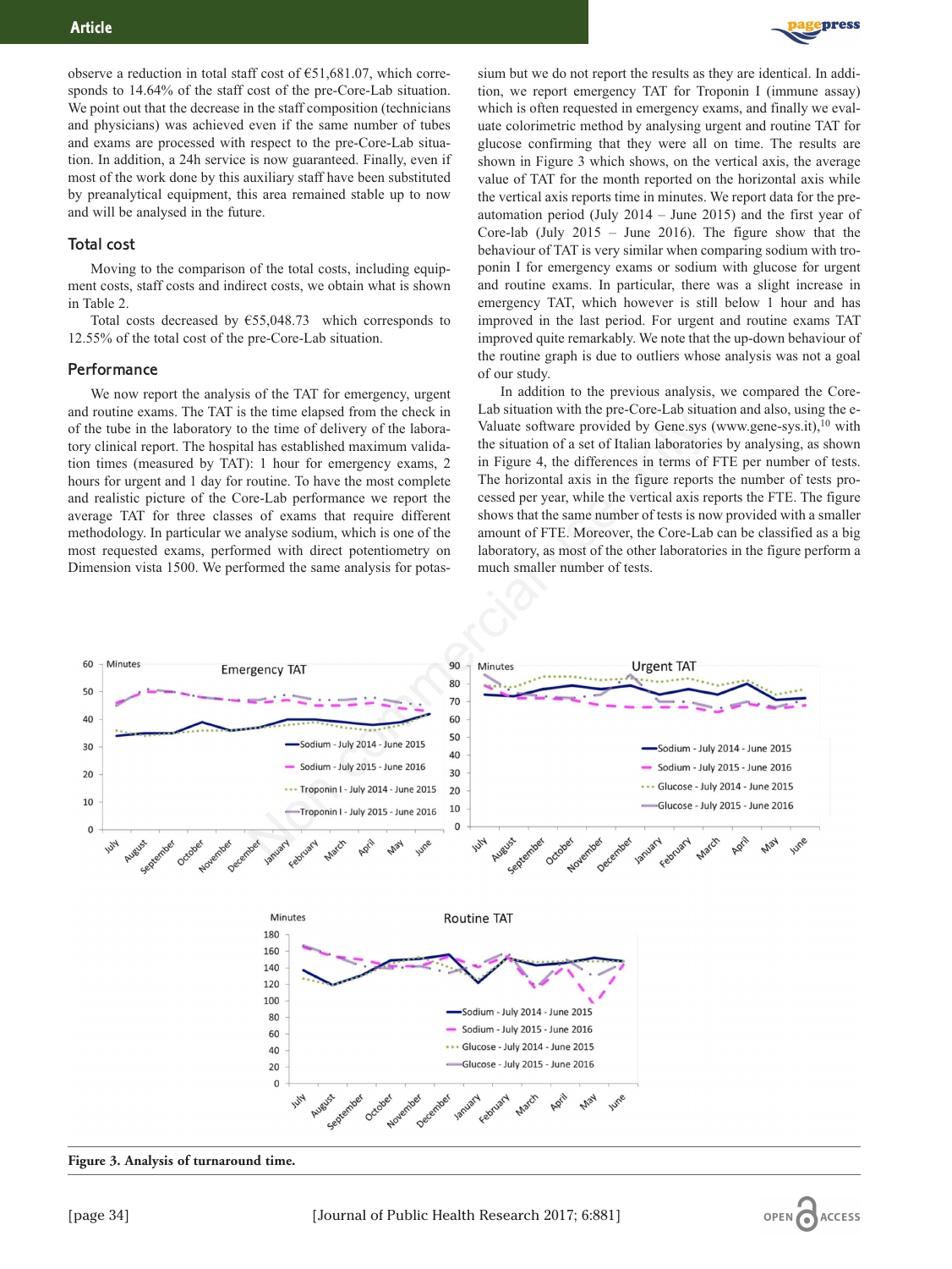observe a reduction in total staff cost of €51,681.07, which corresponds to 14.64% of the staff cost of the pre-Core-Lab situation. We point out that the decrease in the staff composition (technicians and physicians) was achieved even if the same number of tubes and exams are processed with respect to the pre-Core-Lab situation. In addition, a 24h service is now guaranteed. Finally, even if most of the work done by this auxiliary staff have been substituted by preanalytical equipment, this area remained stable up to now and will be analysed in the future.

### Total cost

Moving to the comparison of the total costs, including equipment costs, staff costs and indirect costs, we obtain what is shown in Table 2.

Total costs decreased by €55,048.73 which corresponds to 12.55% of the total cost of the pre-Core-Lab situation.

### Performance

We now report the analysis of the TAT for emergency, urgent and routine exams. The TAT is the time elapsed from the check in of the tube in the laboratory to the time of delivery of the laboratory clinical report. The hospital has established maximum validation times (measured by TAT): 1 hour for emergency exams, 2 hours for urgent and 1 day for routine. To have the most complete and realistic picture of the Core-Lab performance we report the average TAT for three classes of exams that require different methodology. In particular we analyse sodium, which is one of the most requested exams, performed with direct potentiometry on Dimension vista 1500. We performed the same analysis for potassium but we do not report the results as they are identical. In addition, we report emergency TAT for Troponin I (immune assay) which is often requested in emergency exams, and finally we evaluate colorimetric method by analysing urgent and routine TAT for glucose confirming that they were all on time. The results are shown in Figure 3 which shows, on the vertical axis, the average value of TAT for the month reported on the horizontal axis while the vertical axis reports time in minutes. We report data for the pre-automation period (July 2014 – June 2015) and the first year of Core-lab (July 2015 – June 2016). The figure show that the behaviour of TAT is very similar when comparing sodium with troponin I for emergency exams or sodium with glucose for urgent and routine exams. In particular, there was a slight increase in emergency TAT, which however is still below 1 hour and has improved in the last period. For urgent and routine exams TAT improved quite remarkably. We note that the up-down behaviour of the routine graph is due to outliers whose analysis was not a goal of our study.

In addition to the previous analysis, we compared the Core-Lab situation with the pre-Core-Lab situation and also, using the e-Valuate software provided by Gene.sys (www.gene-sys.it),[10] with the situation of a set of Italian laboratories by analysing, as shown in Figure 4, the differences in terms of FTE per number of tests. The horizontal axis in the figure reports the number of tests processed per year, while the vertical axis reports the FTE. The figure shows that the same number of tests is now provided with a smaller amount of FTE. Moreover, the Core-Lab can be classified as a big laboratory, as most of the other laboratories in the figure perform a much smaller number of tests.

**Figure 3. Analysis of turnaround time.**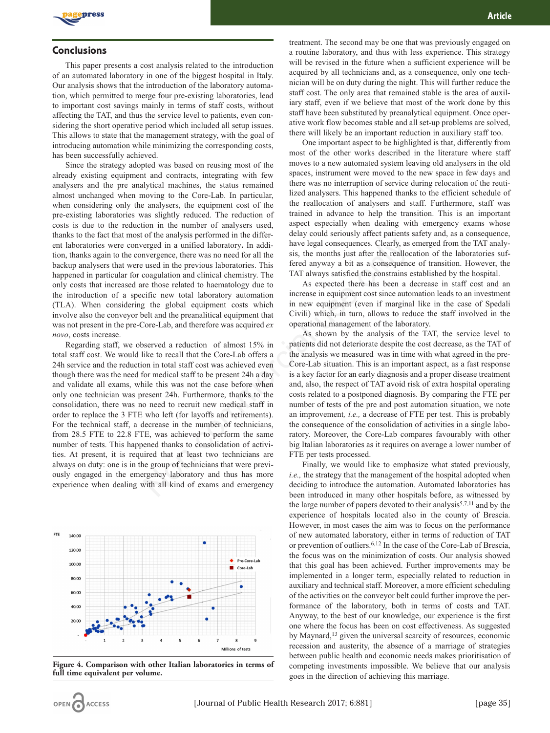## Conclusions

This paper presents a cost analysis related to the introduction of an automated laboratory in one of the biggest hospital in Italy. Our analysis shows that the introduction of the laboratory automation, which permitted to merge four pre-existing laboratories, lead to important cost savings mainly in terms of staff costs, without affecting the TAT, and thus the service level to patients, even considering the short operative period which included all setup issues. This allows to state that the management strategy, with the goal of introducing automation while minimizing the corresponding costs, has been successfully achieved.

Since the strategy adopted was based on reusing most of the already existing equipment and contracts, integrating with few analysers and the pre analytical machines, the status remained almost unchanged when moving to the Core-Lab. In particular, when considering only the analysers, the equipment cost of the pre-existing laboratories was slightly reduced. The reduction of costs is due to the reduction in the number of analysers used, thanks to the fact that most of the analysis performed in the different laboratories were converged in a unified laboratory**.** In addition, thanks again to the convergence, there was no need for all the backup analysers that were used in the previous laboratories. This happened in particular for coagulation and clinical chemistry. The only costs that increased are those related to haematology due to the introduction of a specific new total laboratory automation (TLA). When considering the global equipment costs which involve also the conveyor belt and the preanalitical equipment that was not present in the pre-Core-Lab, and therefore was acquired *ex novo*, costs increase.

Regarding staff, we observed a reduction of almost 15% in total staff cost. We would like to recall that the Core-Lab offers a 24h service and the reduction in total staff cost was achieved even though there was the need for medical staff to be present 24h a day and validate all exams, while this was not the case before when only one technician was present 24h. Furthermore, thanks to the consolidation, there was no need to recruit new medical staff in order to replace the 3 FTE who left (for layoffs and retirements). For the technical staff, a decrease in the number of technicians, from 28.5 FTE to 22.8 FTE, was achieved to perform the same number of tests. This happened thanks to consolidation of activities. At present, it is required that at least two technicians are always on duty: one is in the group of technicians that were previously engaged in the emergency laboratory and thus has more experience when dealing with all kind of exams and emergency treatment. The second may be one that was previously engaged on a routine laboratory, and thus with less experience. This strategy will be revised in the future when a sufficient experience will be acquired by all technicians and, as a consequence, only one technician will be on duty during the night. This will further reduce the staff cost. The only area that remained stable is the area of auxiliary staff, even if we believe that most of the work done by this staff have been substituted by preanalytical equipment. Once operative work flow becomes stable and all set-up problems are solved, there will likely be an important reduction in auxiliary staff too.

One important aspect to be highlighted is that, differently from most of the other works described in the literature where staff moves to a new automated system leaving old analysers in the old spaces, instrument were moved to the new space in few days and there was no interruption of service during relocation of the reutilized analysers. This happened thanks to the efficient schedule of the reallocation of analysers and staff. Furthermore, staff was trained in advance to help the transition. This is an important aspect especially when dealing with emergency exams whose delay could seriously affect patients safety and, as a consequence, have legal consequences. Clearly, as emerged from the TAT analysis, the months just after the reallocation of the laboratories suffered anyway a bit as a consequence of transition. However, the TAT always satisfied the constrains established by the hospital.

As expected there has been a decrease in staff cost and an increase in equipment cost since automation leads to an investment in new equipment (even if marginal like in the case of Spedali Civili) which, in turn, allows to reduce the staff involved in the operational management of the laboratory.

As shown by the analysis of the TAT, the service level to patients did not deteriorate despite the cost decrease, as the TAT of the analysis we measured was in time with what agreed in the pre-Core-Lab situation. This is an important aspect, as a fast response is a key factor for an early diagnosis and a proper disease treatment and, also, the respect of TAT avoid risk of extra hospital operating costs related to a postponed diagnosis. By comparing the FTE per number of tests of the pre and post automation situation, we note an improvement, *i.e.,* a decrease of FTE per test. This is probably the consequence of the consolidation of activities in a single laboratory. Moreover, the Core-Lab compares favourably with other big Italian laboratories as it requires on average a lower number of FTE per tests processed.

Finally, we would like to emphasize what stated previously, *i.e.,* the strategy that the management of the hospital adopted when deciding to introduce the automation. Automated laboratories has been introduced in many other hospitals before, as witnessed by the large number of papers devoted to their analysis[5,7,11] and by the experience of hospitals located also in the county of Brescia. However, in most cases the aim was to focus on the performance of new automated laboratory, either in terms of reduction of TAT or prevention of outliers.[6,12] In the case of the Core-Lab of Brescia, the focus was on the minimization of costs. Our analysis showed that this goal has been achieved. Further improvements may be implemented in a longer term, especially related to reduction in auxiliary and technical staff. Moreover, a more efficient scheduling of the activities on the conveyor belt could further improve the performance of the laboratory, both in terms of costs and TAT. Anyway, to the best of our knowledge, our experience is the first one where the focus has been on cost effectiveness. As suggested by Maynard,[13] given the universal scarcity of resources, economic recession and austerity, the absence of a marriage of strategies between public health and economic needs makes prioritisation of competing investments impossible. We believe that our analysis goes in the direction of achieving this marriage.

**Figure 4. Comparison with other Italian laboratories in terms of full time equivalent per volume.**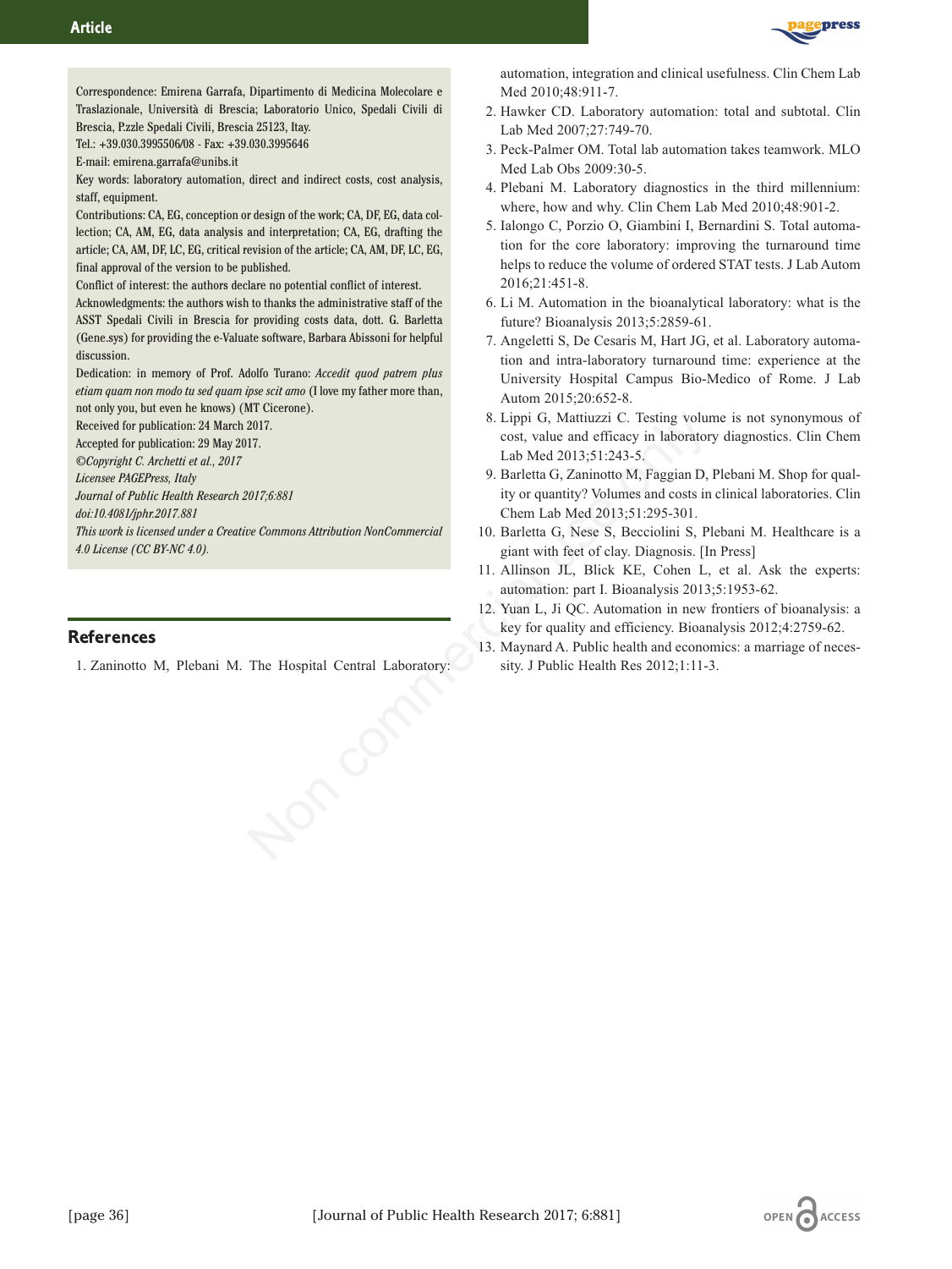Correspondence: Emirena Garrafa, Dipartimento di Medicina Molecolare e Traslazionale, Università di Brescia; Laboratorio Unico, Spedali Civili di Brescia, P.zzle Spedali Civili, Brescia 25123, Itay.
Tel.: +39.030.3995506/08 - Fax: +39.030.3995646
E-mail: emirena.garrafa@unibs.it

Key words: laboratory automation, direct and indirect costs, cost analysis, staff, equipment.

Contributions: CA, EG, conception or design of the work; CA, DF, EG, data collection; CA, AM, EG, data analysis and interpretation; CA, EG, drafting the article; CA, AM, DF, LC, EG, critical revision of the article; CA, AM, DF, LC, EG, final approval of the version to be published.

Conflict of interest: the authors declare no potential conflict of interest.

Acknowledgments: the authors wish to thanks the administrative staff of the ASST Spedali Civili in Brescia for providing costs data, dott. G. Barletta (Gene.sys) for providing the e-Valuate software, Barbara Abissoni for helpful discussion.

Dedication: in memory of Prof. Adolfo Turano: *Accedit quod patrem plus etiam quam non modo tu sed quam ipse scit amo* (I love my father more than, not only you, but even he knows) (MT Cicerone).

Received for publication: 24 March 2017.
Accepted for publication: 29 May 2017.

*©Copyright C. Archetti et al., 2017*
*Licensee PAGEPress, Italy*
*Journal of Public Health Research 2017;6:881*
*doi:10.4081/jphr.2017.881*

*This work is licensed under a Creative Commons Attribution NonCommercial 4.0 License (CC BY-NC 4.0).*

## References

1. Zaninotto M, Plebani M. The Hospital Central Laboratory: automation, integration and clinical usefulness. Clin Chem Lab Med 2010;48:911-7.
2. Hawker CD. Laboratory automation: total and subtotal. Clin Lab Med 2007;27:749-70.
3. Peck-Palmer OM. Total lab automation takes teamwork. MLO Med Lab Obs 2009:30-5.
4. Plebani M. Laboratory diagnostics in the third millennium: where, how and why. Clin Chem Lab Med 2010;48:901-2.
5. Ialongo C, Porzio O, Giambini I, Bernardini S. Total automation for the core laboratory: improving the turnaround time helps to reduce the volume of ordered STAT tests. J Lab Autom 2016;21:451-8.
6. Li M. Automation in the bioanalytical laboratory: what is the future? Bioanalysis 2013;5:2859-61.
7. Angeletti S, De Cesaris M, Hart JG, et al. Laboratory automation and intra-laboratory turnaround time: experience at the University Hospital Campus Bio-Medico of Rome. J Lab Autom 2015;20:652-8.
8. Lippi G, Mattiuzzi C. Testing volume is not synonymous of cost, value and efficacy in laboratory diagnostics. Clin Chem Lab Med 2013;51:243-5.
9. Barletta G, Zaninotto M, Faggian D, Plebani M. Shop for quality or quantity? Volumes and costs in clinical laboratories. Clin Chem Lab Med 2013;51:295-301.
10. Barletta G, Nese S, Becciolini S, Plebani M. Healthcare is a giant with feet of clay. Diagnosis. [In Press]
11. Allinson JL, Blick KE, Cohen L, et al. Ask the experts: automation: part I. Bioanalysis 2013;5:1953-62.
12. Yuan L, Ji QC. Automation in new frontiers of bioanalysis: a key for quality and efficiency. Bioanalysis 2012;4:2759-62.
13. Maynard A. Public health and economics: a marriage of necessity. J Public Health Res 2012;1:11-3.